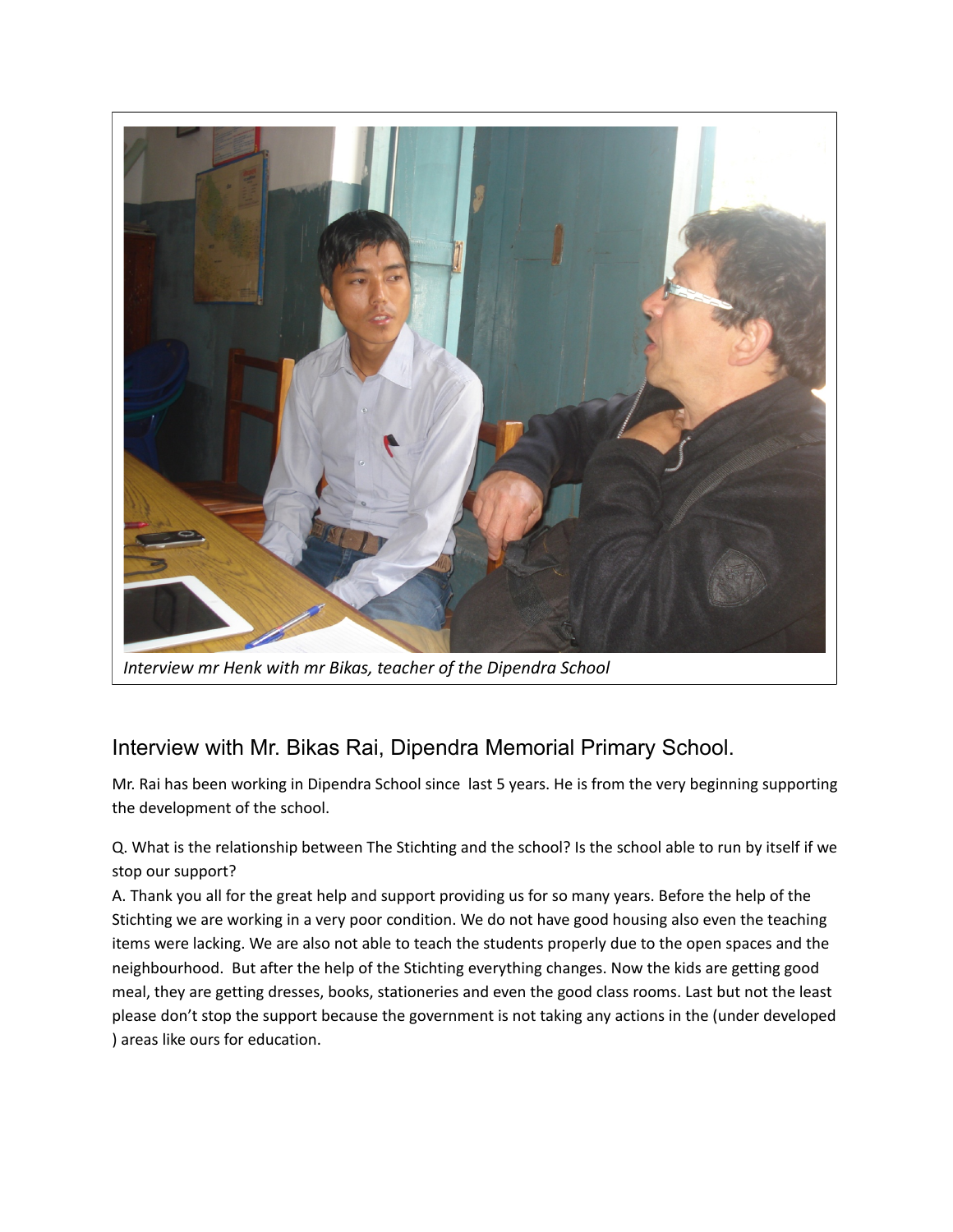*Interview mr Henk with mr Bikas, teacher of the Dipendra School*

## Interview with Mr. Bikas Rai, Dipendra Memorial Primary School.

Mr. Rai has been working in Dipendra School since last 5 years. He is from the very beginning supporting the development of the school.

Q. What is the relationship between The Stichting and the school? Is the school able to run by itself if we stop our support?

A. Thank you all for the great help and support providing us for so many years. Before the help of the Stichting we are working in a very poor condition. We do not have good housing also even the teaching items were lacking. We are also not able to teach the students properly due to the open spaces and the neighbourhood. But after the help of the Stichting everything changes. Now the kids are getting good meal, they are getting dresses, books, stationeries and even the good class rooms. Last but not the least please don't stop the support because the government is not taking any actions in the (under developed ) areas like ours for education.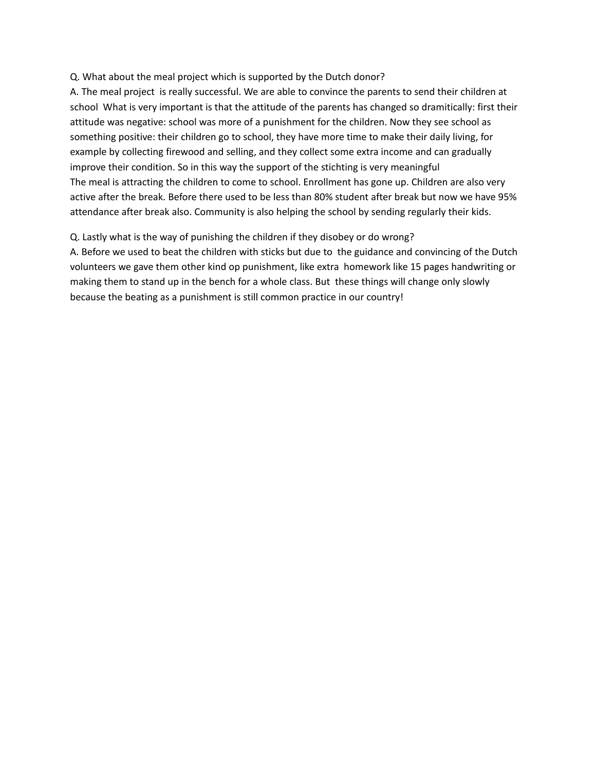Q. What about the meal project which is supported by the Dutch donor?
A. The meal project  is really successful. We are able to convince the parents to send their children at school  What is very important is that the attitude of the parents has changed so dramitically: first their attitude was negative: school was more of a punishment for the children. Now they see school as something positive: their children go to school, they have more time to make their daily living, for example by collecting firewood and selling, and they collect some extra income and can gradually improve their condition. So in this way the support of the stichting is very meaningful
The meal is attracting the children to come to school. Enrollment has gone up. Children are also very active after the break. Before there used to be less than 80% student after break but now we have 95% attendance after break also. Community is also helping the school by sending regularly their kids.

Q. Lastly what is the way of punishing the children if they disobey or do wrong?
A. Before we used to beat the children with sticks but due to  the guidance and convincing of the Dutch volunteers we gave them other kind op punishment, like extra  homework like 15 pages handwriting or making them to stand up in the bench for a whole class. But  these things will change only slowly because the beating as a punishment is still common practice in our country!